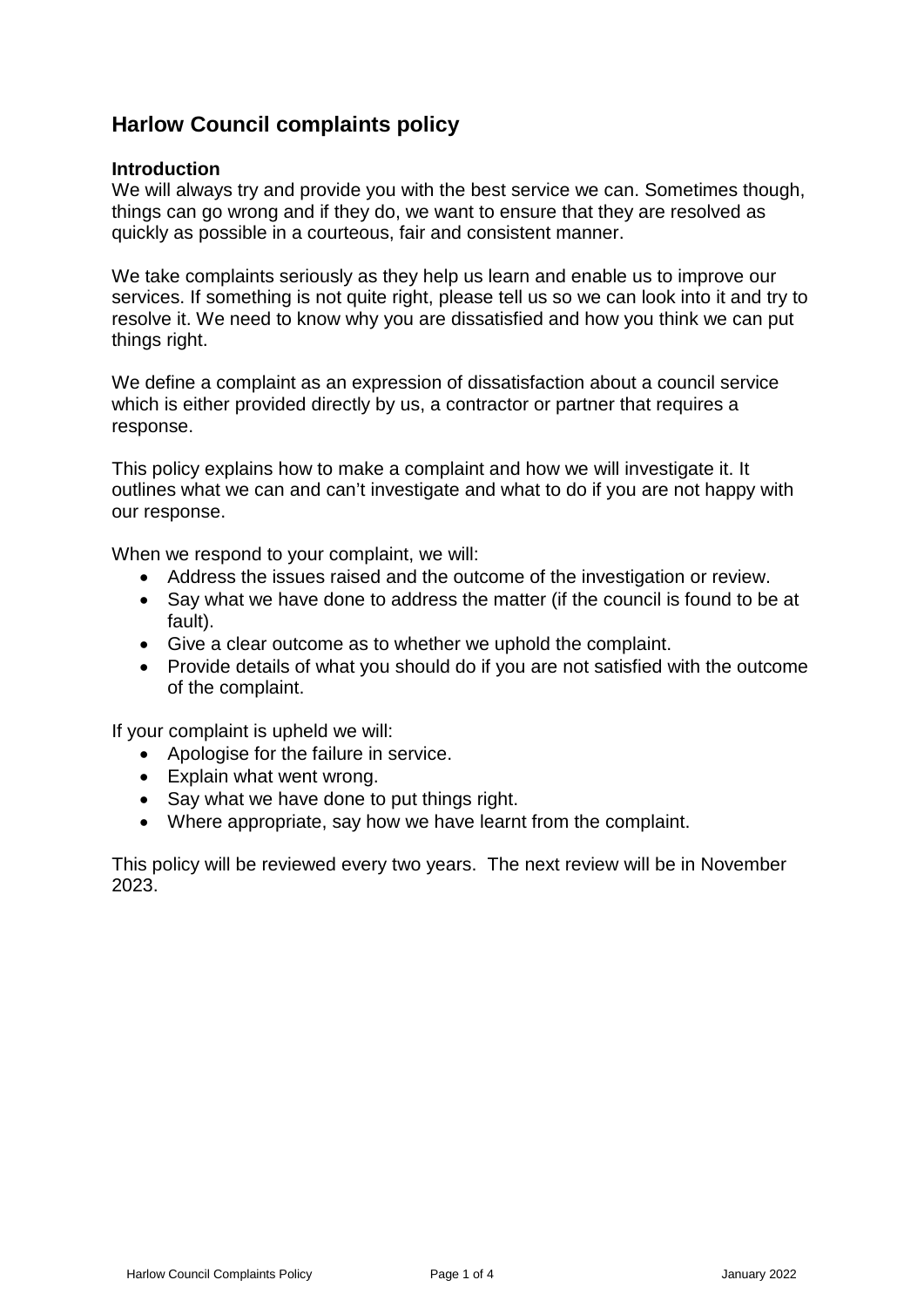# Harlow Council complaints policy

## Introduction

We will always try and provide you with the best service we can. Sometimes though, things can go wrong and if they do, we want to ensure that they are resolved as quickly as possible in a courteous, fair and consistent manner.

We take complaints seriously as they help us learn and enable us to improve our services. If something is not quite right, please tell us so we can look into it and try to resolve it. We need to know why you are dissatisfied and how you think we can put things right.

We define a complaint as an expression of dissatisfaction about a council service which is either provided directly by us, a contractor or partner that requires a response.

This policy explains how to make a complaint and how we will investigate it. It outlines what we can and can't investigate and what to do if you are not happy with our response.

When we respond to your complaint, we will:

- Address the issues raised and the outcome of the investigation or review.
- Say what we have done to address the matter (if the council is found to be at fault).
- Give a clear outcome as to whether we uphold the complaint.
- Provide details of what you should do if you are not satisfied with the outcome of the complaint.

If your complaint is upheld we will:

- Apologise for the failure in service.
- Explain what went wrong.
- Say what we have done to put things right.
- Where appropriate, say how we have learnt from the complaint.

This policy will be reviewed every two years. The next review will be in November 2023.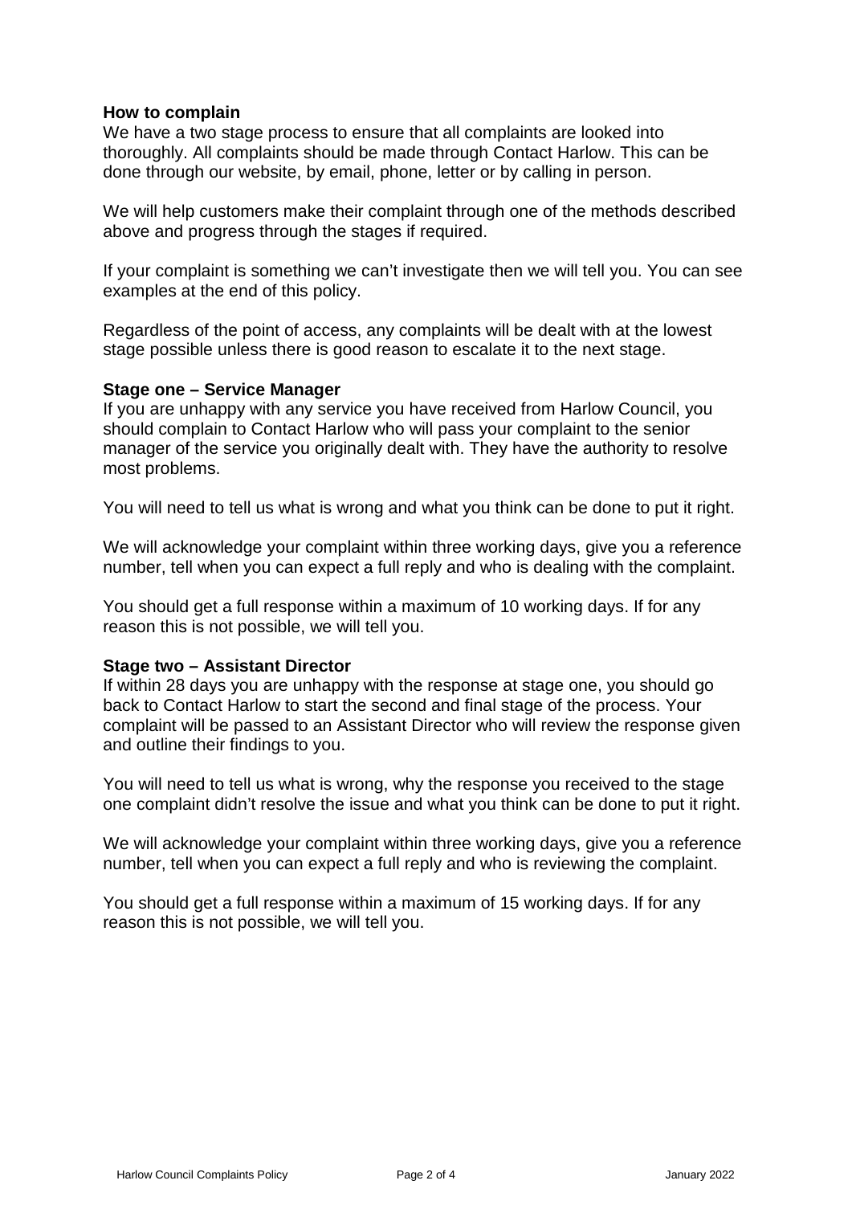**How to complain**

We have a two stage process to ensure that all complaints are looked into thoroughly. All complaints should be made through Contact Harlow. This can be done through our website, by email, phone, letter or by calling in person.

We will help customers make their complaint through one of the methods described above and progress through the stages if required.

If your complaint is something we can't investigate then we will tell you. You can see examples at the end of this policy.

Regardless of the point of access, any complaints will be dealt with at the lowest stage possible unless there is good reason to escalate it to the next stage.

**Stage one – Service Manager**

If you are unhappy with any service you have received from Harlow Council, you should complain to Contact Harlow who will pass your complaint to the senior manager of the service you originally dealt with. They have the authority to resolve most problems.

You will need to tell us what is wrong and what you think can be done to put it right.

We will acknowledge your complaint within three working days, give you a reference number, tell when you can expect a full reply and who is dealing with the complaint.

You should get a full response within a maximum of 10 working days. If for any reason this is not possible, we will tell you.

**Stage two – Assistant Director**

If within 28 days you are unhappy with the response at stage one, you should go back to Contact Harlow to start the second and final stage of the process. Your complaint will be passed to an Assistant Director who will review the response given and outline their findings to you.

You will need to tell us what is wrong, why the response you received to the stage one complaint didn't resolve the issue and what you think can be done to put it right.

We will acknowledge your complaint within three working days, give you a reference number, tell when you can expect a full reply and who is reviewing the complaint.

You should get a full response within a maximum of 15 working days. If for any reason this is not possible, we will tell you.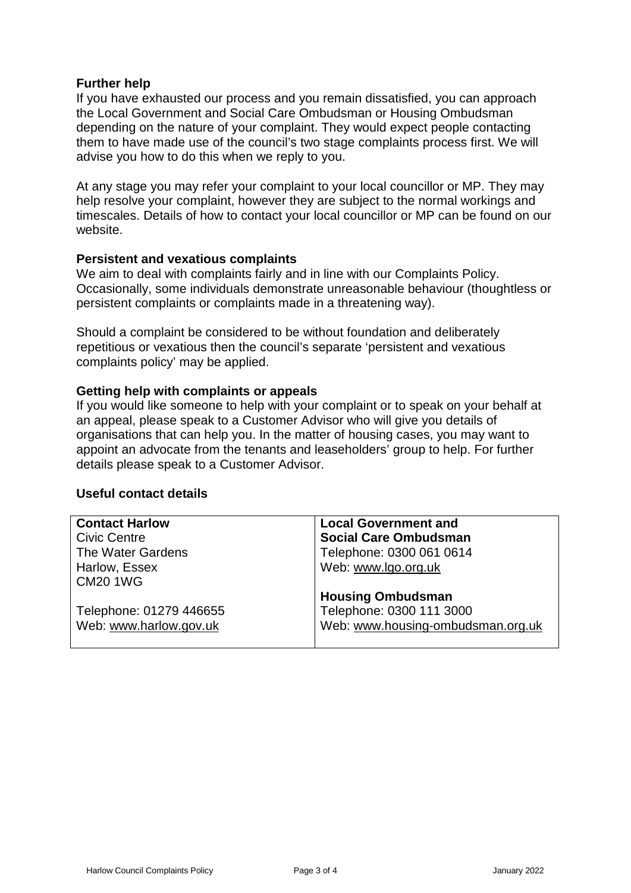## Further help

If you have exhausted our process and you remain dissatisfied, you can approach the Local Government and Social Care Ombudsman or Housing Ombudsman depending on the nature of your complaint. They would expect people contacting them to have made use of the council's two stage complaints process first. We will advise you how to do this when we reply to you.

At any stage you may refer your complaint to your local councillor or MP. They may help resolve your complaint, however they are subject to the normal workings and timescales. Details of how to contact your local councillor or MP can be found on our website.

## Persistent and vexatious complaints

We aim to deal with complaints fairly and in line with our Complaints Policy. Occasionally, some individuals demonstrate unreasonable behaviour (thoughtless or persistent complaints or complaints made in a threatening way).

Should a complaint be considered to be without foundation and deliberately repetitious or vexatious then the council's separate 'persistent and vexatious complaints policy' may be applied.

## Getting help with complaints or appeals

If you would like someone to help with your complaint or to speak on your behalf at an appeal, please speak to a Customer Advisor who will give you details of organisations that can help you. In the matter of housing cases, you may want to appoint an advocate from the tenants and leaseholders' group to help. For further details please speak to a Customer Advisor.

## Useful contact details

| **Contact Harlow** | **Local Government and Social Care Ombudsman** |
|---|---|
| Civic Centre<br>The Water Gardens<br>Harlow, Essex<br>CM20 1WG | Telephone: 0300 061 0614<br>Web: www.lgo.org.uk |
| Telephone: 01279 446655<br>Web: www.harlow.gov.uk | **Housing Ombudsman**<br>Telephone: 0300 111 3000<br>Web: www.housing-ombudsman.org.uk |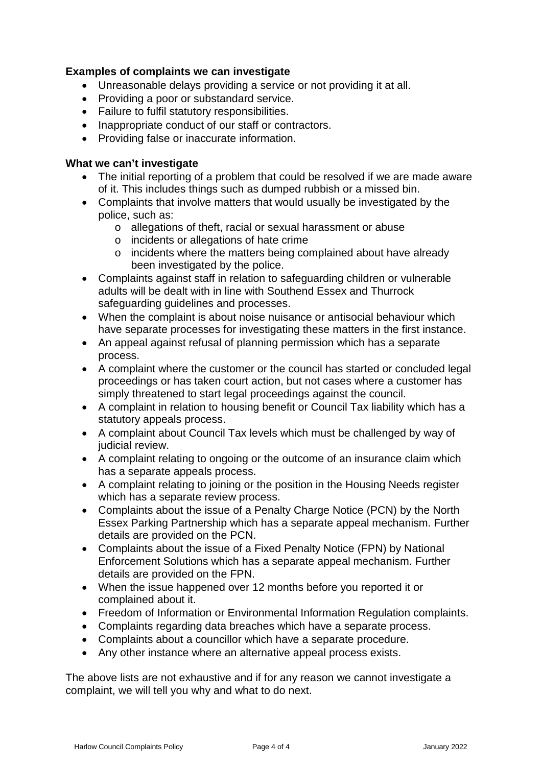**Examples of complaints we can investigate**

- Unreasonable delays providing a service or not providing it at all.
- Providing a poor or substandard service.
- Failure to fulfil statutory responsibilities.
- Inappropriate conduct of our staff or contractors.
- Providing false or inaccurate information.

**What we can't investigate**

- The initial reporting of a problem that could be resolved if we are made aware of it. This includes things such as dumped rubbish or a missed bin.
- Complaints that involve matters that would usually be investigated by the police, such as:
    - allegations of theft, racial or sexual harassment or abuse
    - incidents or allegations of hate crime
    - incidents where the matters being complained about have already been investigated by the police.
- Complaints against staff in relation to safeguarding children or vulnerable adults will be dealt with in line with Southend Essex and Thurrock safeguarding guidelines and processes.
- When the complaint is about noise nuisance or antisocial behaviour which have separate processes for investigating these matters in the first instance.
- An appeal against refusal of planning permission which has a separate process.
- A complaint where the customer or the council has started or concluded legal proceedings or has taken court action, but not cases where a customer has simply threatened to start legal proceedings against the council.
- A complaint in relation to housing benefit or Council Tax liability which has a statutory appeals process.
- A complaint about Council Tax levels which must be challenged by way of judicial review.
- A complaint relating to ongoing or the outcome of an insurance claim which has a separate appeals process.
- A complaint relating to joining or the position in the Housing Needs register which has a separate review process.
- Complaints about the issue of a Penalty Charge Notice (PCN) by the North Essex Parking Partnership which has a separate appeal mechanism. Further details are provided on the PCN.
- Complaints about the issue of a Fixed Penalty Notice (FPN) by National Enforcement Solutions which has a separate appeal mechanism. Further details are provided on the FPN.
- When the issue happened over 12 months before you reported it or complained about it.
- Freedom of Information or Environmental Information Regulation complaints.
- Complaints regarding data breaches which have a separate process.
- Complaints about a councillor which have a separate procedure.
- Any other instance where an alternative appeal process exists.

The above lists are not exhaustive and if for any reason we cannot investigate a complaint, we will tell you why and what to do next.